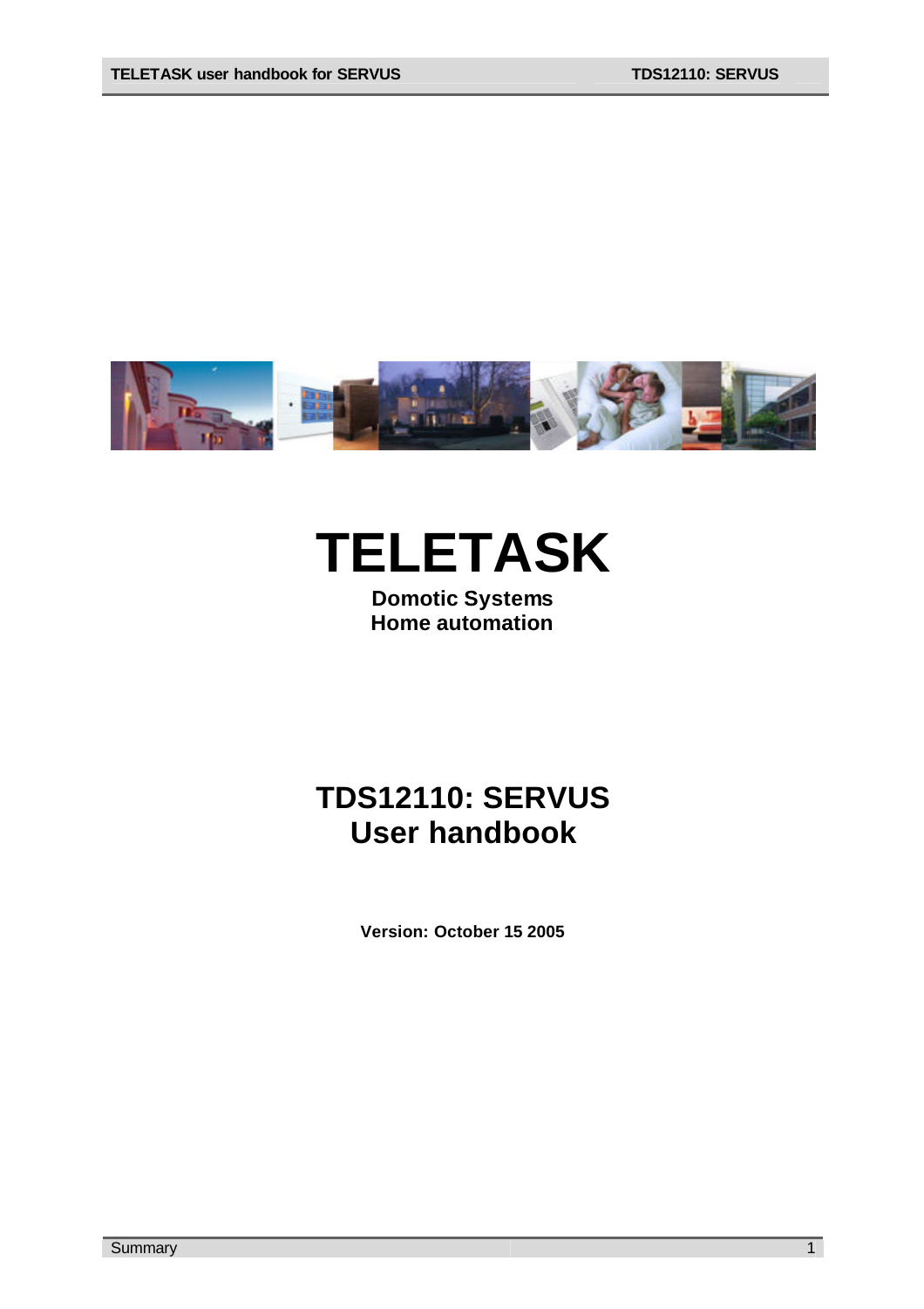# TELETASK

**Domotic Systems**
**Home automation**

## TDS12110: SERVUS
## User handbook

**Version: October 15 2005**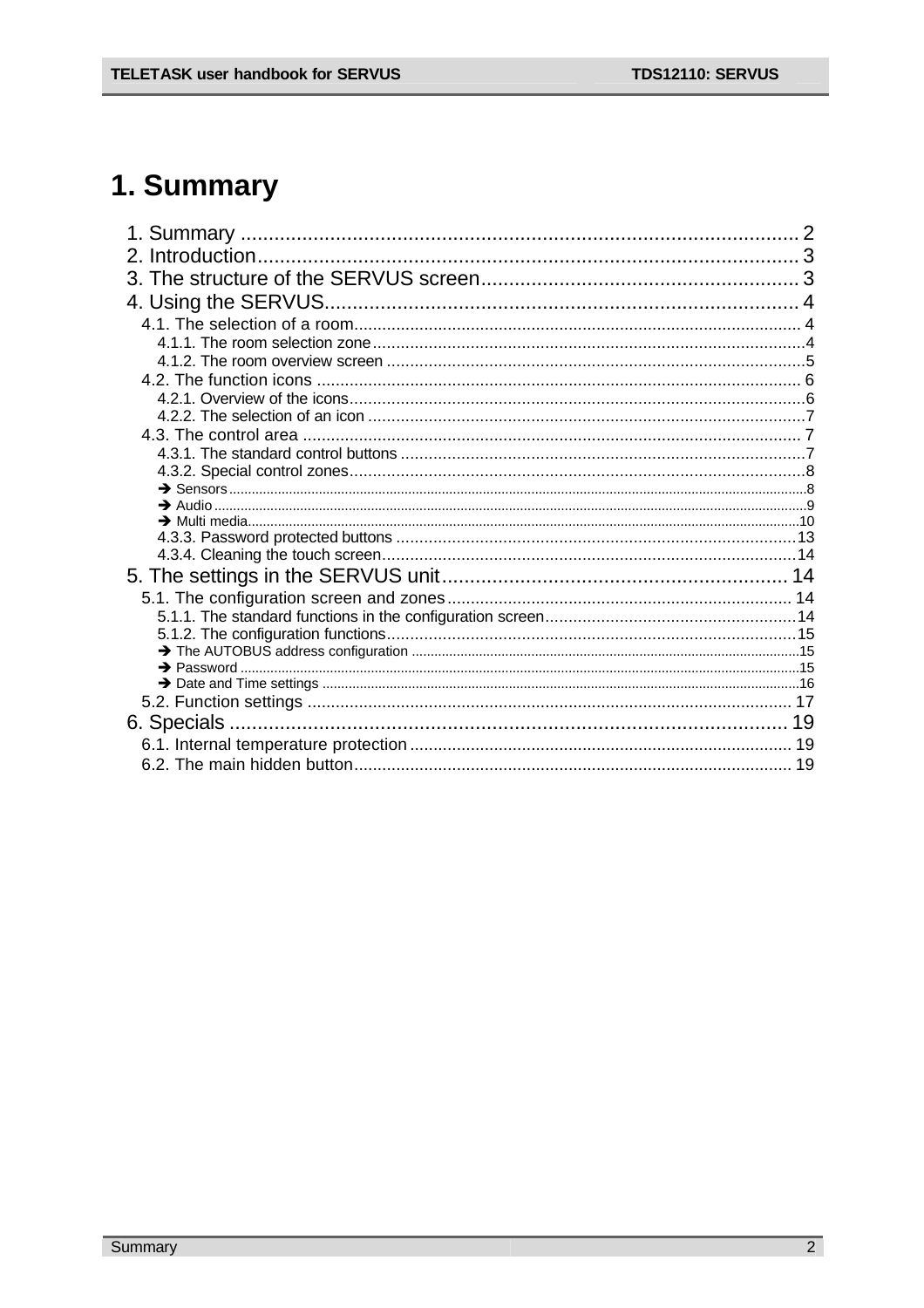# 1. Summary

1. Summary ........................................................................................ 2
2. Introduction ........................................................................................ 3
3. The structure of the SERVUS screen ........................................................................................ 3
4. Using the SERVUS ........................................................................................ 4
   - 4.1. The selection of a room ........................................................................................ 4
     - 4.1.1. The room selection zone ........................................................................................ 4
     - 4.1.2. The room overview screen ........................................................................................ 5
   - 4.2. The function icons ........................................................................................ 6
     - 4.2.1. Overview of the icons ........................................................................................ 6
     - 4.2.2. The selection of an icon ........................................................................................ 7
   - 4.3. The control area ........................................................................................ 7
     - 4.3.1. The standard control buttons ........................................................................................ 7
     - 4.3.2. Special control zones ........................................................................................ 8
       - ➔ Sensors ........................................................................................ 8
       - ➔ Audio ........................................................................................ 9
       - ➔ Multi media ........................................................................................ 10
     - 4.3.3. Password protected buttons ........................................................................................ 13
     - 4.3.4. Cleaning the touch screen ........................................................................................ 14
5. The settings in the SERVUS unit ........................................................................................ 14
   - 5.1. The configuration screen and zones ........................................................................................ 14
     - 5.1.1. The standard functions in the configuration screen ........................................................................................ 14
     - 5.1.2. The configuration functions ........................................................................................ 15
       - ➔ The AUTOBUS address configuration ........................................................................................ 15
       - ➔ Password ........................................................................................ 15
       - ➔ Date and Time settings ........................................................................................ 16
   - 5.2. Function settings ........................................................................................ 17
6. Specials ........................................................................................ 19
   - 6.1. Internal temperature protection ........................................................................................ 19
   - 6.2. The main hidden button ........................................................................................ 19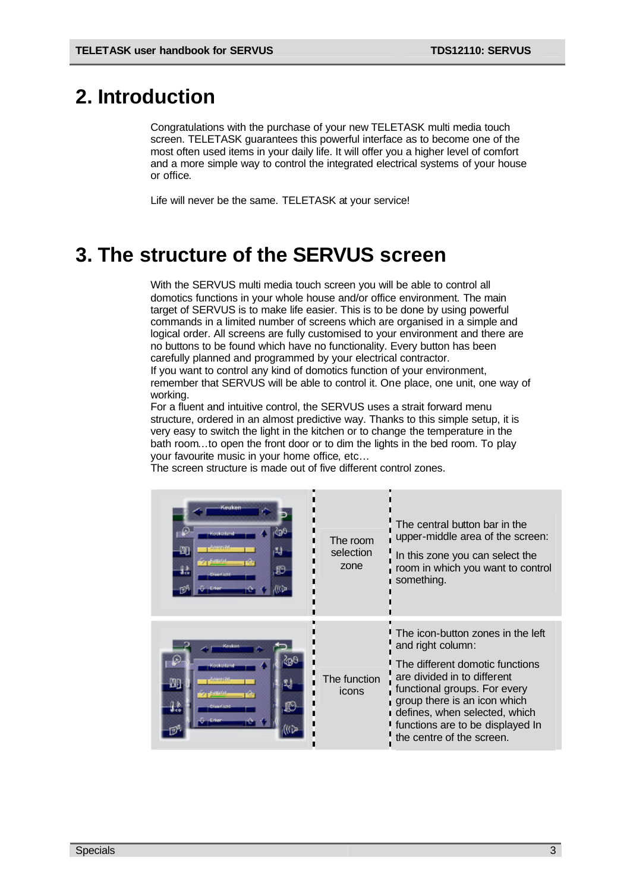# 2. Introduction

Congratulations with the purchase of your new TELETASK multi media touch screen. TELETASK guarantees this powerful interface as to become one of the most often used items in your daily life. It will offer you a higher level of comfort and a more simple way to control the integrated electrical systems of your house or office.

Life will never be the same. TELETASK at your service!

# 3. The structure of the SERVUS screen

With the SERVUS multi media touch screen you will be able to control all domotics functions in your whole house and/or office environment. The main target of SERVUS is to make life easier. This is to be done by using powerful commands in a limited number of screens which are organised in a simple and logical order. All screens are fully customised to your environment and there are no buttons to be found which have no functionality. Every button has been carefully planned and programmed by your electrical contractor.
If you want to control any kind of domotics function of your environment, remember that SERVUS will be able to control it. One place, one unit, one way of working.
For a fluent and intuitive control, the SERVUS uses a strait forward menu structure, ordered in an almost predictive way. Thanks to this simple setup, it is very easy to switch the light in the kitchen or to change the temperature in the bath room…to open the front door or to dim the lights in the bed room. To play your favourite music in your home office, etc…
The screen structure is made out of five different control zones.

| | | |
|---|---|---|
| | The room selection zone | The central button bar in the upper-middle area of the screen: In this zone you can select the room in which you want to control something. |
| | The function icons | The icon-button zones in the left and right column: The different domotic functions are divided in to different functional groups. For every group there is an icon which defines, when selected, which functions are to be displayed In the centre of the screen. |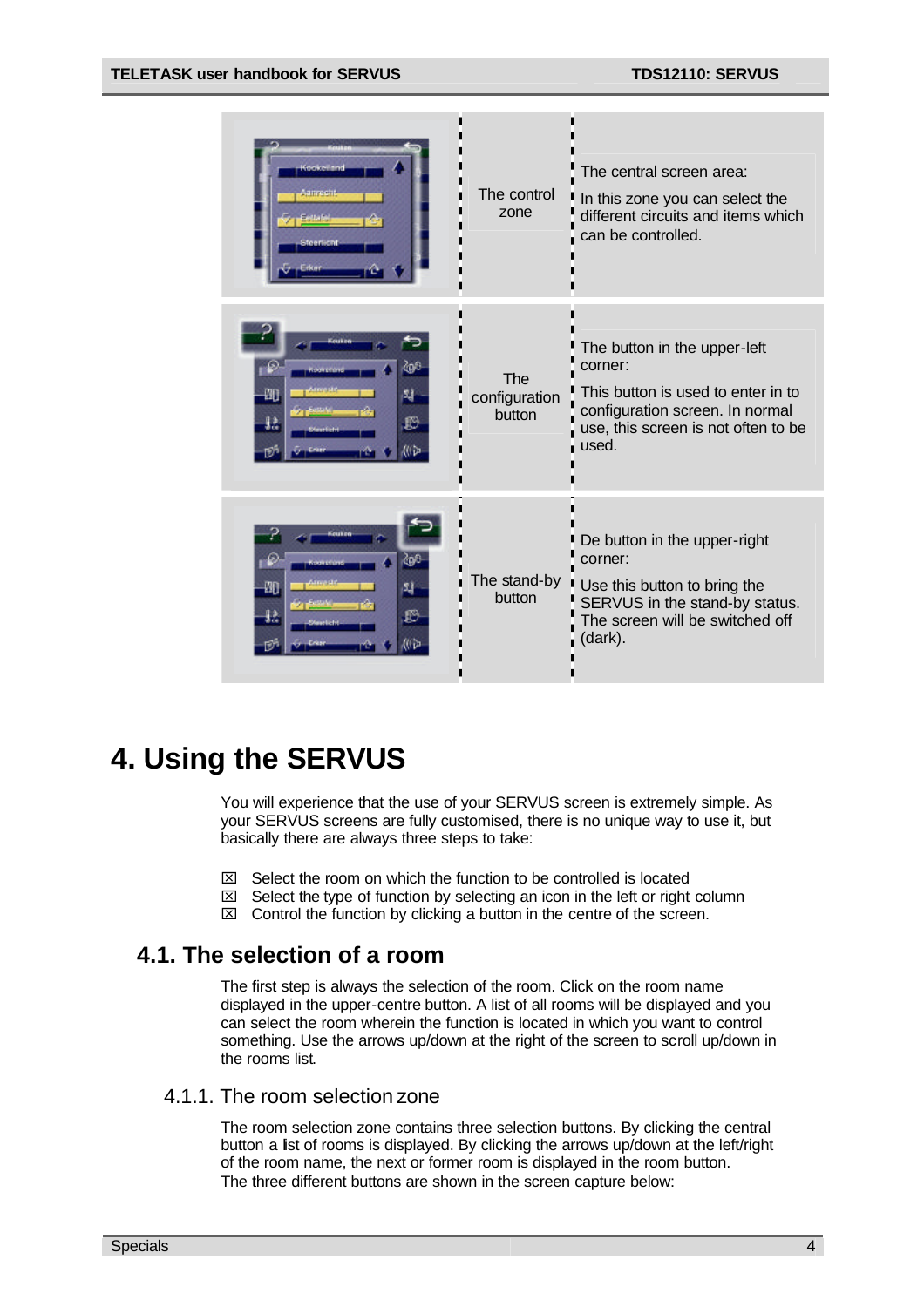| | | |
|---|---|---|
| | The control zone | The central screen area:<br>In this zone you can select the different circuits and items which can be controlled. |
| | The configuration button | The button in the upper-left corner:<br>This button is used to enter in to configuration screen. In normal use, this screen is not often to be used. |
| | The stand-by button | De button in the upper-right corner:<br>Use this button to bring the SERVUS in the stand-by status. The screen will be switched off (dark). |

# 4. Using the SERVUS

You will experience that the use of your SERVUS screen is extremely simple. As your SERVUS screens are fully customised, there is no unique way to use it, but basically there are always three steps to take:

- ☒ Select the room on which the function to be controlled is located
- ☒ Select the type of function by selecting an icon in the left or right column
- ☒ Control the function by clicking a button in the centre of the screen.

## 4.1. The selection of a room

The first step is always the selection of the room. Click on the room name displayed in the upper-centre button. A list of all rooms will be displayed and you can select the room wherein the function is located in which you want to control something. Use the arrows up/down at the right of the screen to scroll up/down in the rooms list.

### 4.1.1. The room selection zone

The room selection zone contains three selection buttons. By clicking the central button a list of rooms is displayed. By clicking the arrows up/down at the left/right of the room name, the next or former room is displayed in the room button.
The three different buttons are shown in the screen capture below: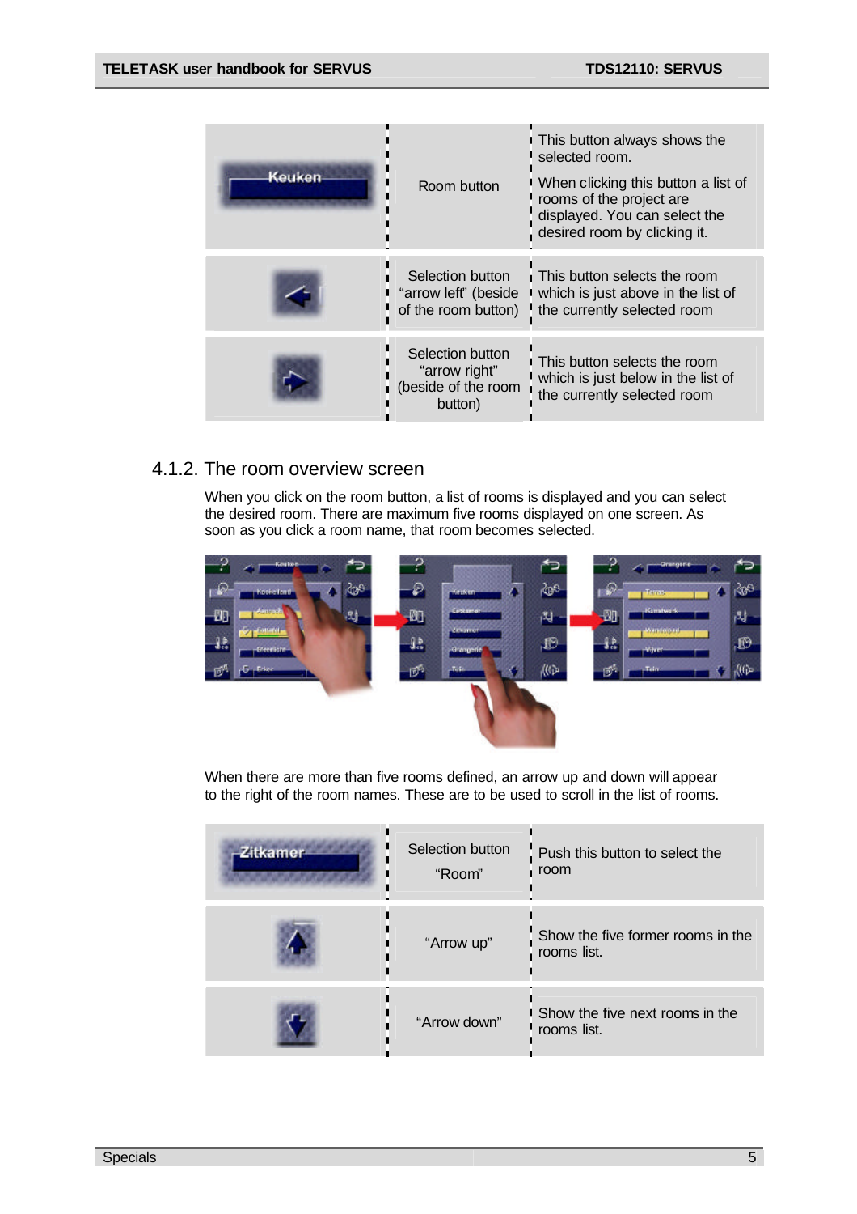| | | |
|---|---|---|
| Keuken | Room button | This button always shows the selected room. When clicking this button a list of rooms of the project are displayed. You can select the desired room by clicking it. |
| | Selection button "arrow left" (beside of the room button) | This button selects the room which is just above in the list of the currently selected room |
| | Selection button "arrow right" (beside of the room button) | This button selects the room which is just below in the list of the currently selected room |

### 4.1.2. The room overview screen

When you click on the room button, a list of rooms is displayed and you can select the desired room. There are maximum five rooms displayed on one screen. As soon as you click a room name, that room becomes selected.

When there are more than five rooms defined, an arrow up and down will appear to the right of the room names. These are to be used to scroll in the list of rooms.

| | | |
|---|---|---|
| Zitkamer | Selection button "Room" | Push this button to select the room |
| | "Arrow up" | Show the five former rooms in the rooms list. |
| | "Arrow down" | Show the five next rooms in the rooms list. |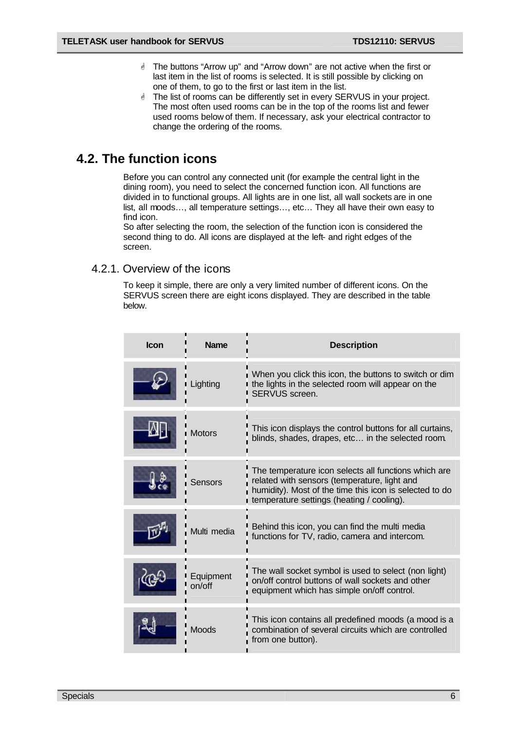- The buttons “Arrow up” and “Arrow down” are not active when the first or last item in the list of rooms is selected. It is still possible by clicking on one of them, to go to the first or last item in the list.
- The list of rooms can be differently set in every SERVUS in your project. The most often used rooms can be in the top of the rooms list and fewer used rooms below of them. If necessary, ask your electrical contractor to change the ordering of the rooms.

## 4.2. The function icons

Before you can control any connected unit (for example the central light in the dining room), you need to select the concerned function icon. All functions are divided in to functional groups. All lights are in one list, all wall sockets are in one list, all moods…, all temperature settings…, etc… They all have their own easy to find icon.

So after selecting the room, the selection of the function icon is considered the second thing to do. All icons are displayed at the left- and right edges of the screen.

### 4.2.1. Overview of the icons

To keep it simple, there are only a very limited number of different icons. On the SERVUS screen there are eight icons displayed. They are described in the table below.

| Icon | Name | Description |
| --- | --- | --- |
| | Lighting | When you click this icon, the buttons to switch or dim the lights in the selected room will appear on the SERVUS screen. |
| | Motors | This icon displays the control buttons for all curtains, blinds, shades, drapes, etc… in the selected room. |
| | Sensors | The temperature icon selects all functions which are related with sensors (temperature, light and humidity). Most of the time this icon is selected to do temperature settings (heating / cooling). |
| | Multi media | Behind this icon, you can find the multi media functions for TV, radio, camera and intercom. |
| | Equipment on/off | The wall socket symbol is used to select (non light) on/off control buttons of wall sockets and other equipment which has simple on/off control. |
| | Moods | This icon contains all predefined moods (a mood is a combination of several circuits which are controlled from one button). |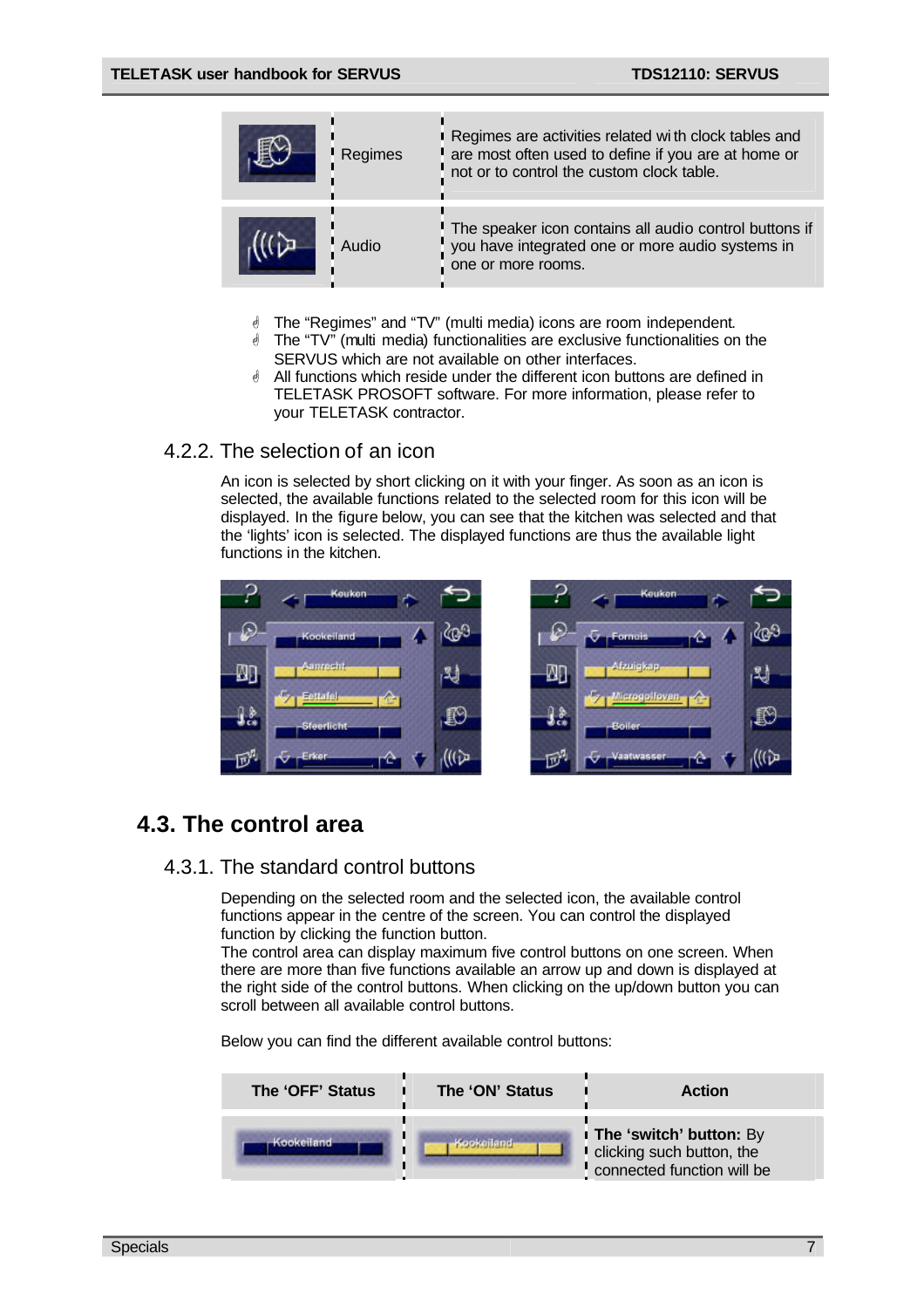| | | |
|---|---|---|
| | Regimes | Regimes are activities related with clock tables and are most often used to define if you are at home or not or to control the custom clock table. |
| | Audio | The speaker icon contains all audio control buttons if you have integrated one or more audio systems in one or more rooms. |

- The "Regimes" and "TV" (multi media) icons are room independent.
- The "TV" (multi media) functionalities are exclusive functionalities on the SERVUS which are not available on other interfaces.
- All functions which reside under the different icon buttons are defined in TELETASK PROSOFT software. For more information, please refer to your TELETASK contractor.

### 4.2.2. The selection of an icon

An icon is selected by short clicking on it with your finger. As soon as an icon is selected, the available functions related to the selected room for this icon will be displayed. In the figure below, you can see that the kitchen was selected and that the 'lights' icon is selected. The displayed functions are thus the available light functions in the kitchen.

## 4.3. The control area

### 4.3.1. The standard control buttons

Depending on the selected room and the selected icon, the available control functions appear in the centre of the screen. You can control the displayed function by clicking the function button.
The control area can display maximum five control buttons on one screen. When there are more than five functions available an arrow up and down is displayed at the right side of the control buttons. When clicking on the up/down button you can scroll between all available control buttons.

Below you can find the different available control buttons:

| The 'OFF' Status | The 'ON' Status | Action |
|---|---|---|
| | | **The 'switch' button:** By clicking such button, the connected function will be |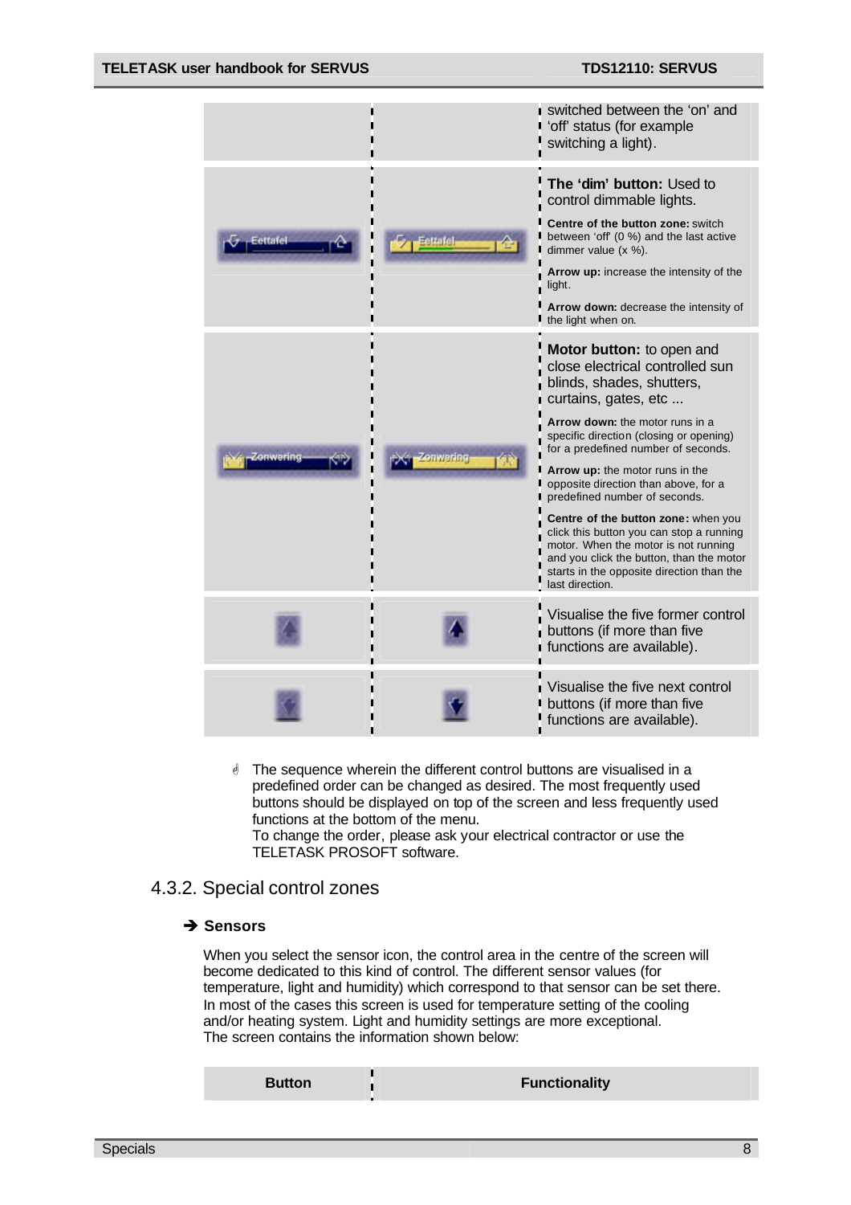| | | |
|---|---|---|
| | | switched between the 'on' and 'off' status (for example switching a light). |
| Eettafel | Eettafel | **The 'dim' button:** Used to control dimmable lights.<br>**Centre of the button zone:** switch between 'off' (0 %) and the last active dimmer value (x %).<br>**Arrow up:** increase the intensity of the light.<br>**Arrow down:** decrease the intensity of the light when on. |
| Zonwering | Zonwering | **Motor button:** to open and close electrical controlled sun blinds, shades, shutters, curtains, gates, etc ...<br>**Arrow down:** the motor runs in a specific direction (closing or opening) for a predefined number of seconds.<br>**Arrow up:** the motor runs in the opposite direction than above, for a predefined number of seconds.<br>**Centre of the button zone:** when you click this button you can stop a running motor. When the motor is not running and you click the button, than the motor starts in the opposite direction than the last direction. |
| | | Visualise the five former control buttons (if more than five functions are available). |
| | | Visualise the five next control buttons (if more than five functions are available). |

☝ The sequence wherein the different control buttons are visualised in a predefined order can be changed as desired. The most frequently used buttons should be displayed on top of the screen and less frequently used functions at the bottom of the menu.
To change the order, please ask your electrical contractor or use the TELETASK PROSOFT software.

## 4.3.2. Special control zones

### ➔ Sensors

When you select the sensor icon, the control area in the centre of the screen will become dedicated to this kind of control. The different sensor values (for temperature, light and humidity) which correspond to that sensor can be set there. In most of the cases this screen is used for temperature setting of the cooling and/or heating system. Light and humidity settings are more exceptional.
The screen contains the information shown below:

| Button | Functionality |
|---|---|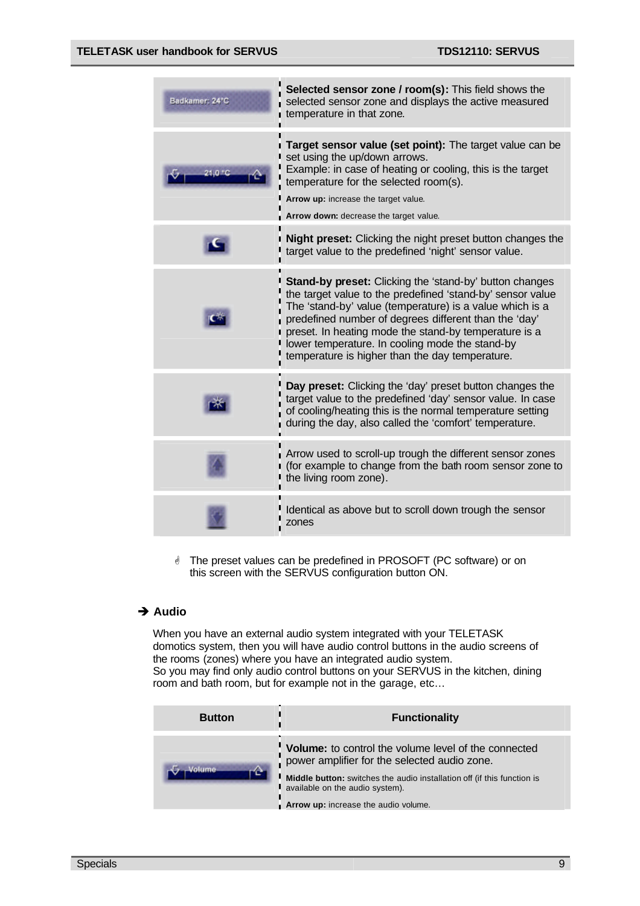| | |
|---|---|
| Badkamer: 24°C | **Selected sensor zone / room(s):** This field shows the selected sensor zone and displays the active measured temperature in that zone. |
| 21,0 °C | **Target sensor value (set point):** The target value can be set using the up/down arrows.<br>Example: in case of heating or cooling, this is the target temperature for the selected room(s).<br>**Arrow up:** increase the target value.<br>**Arrow down:** decrease the target value. |
| | **Night preset:** Clicking the night preset button changes the target value to the predefined 'night' sensor value. |
| | **Stand-by preset:** Clicking the 'stand-by' button changes the target value to the predefined 'stand-by' sensor value The 'stand-by' value (temperature) is a value which is a predefined number of degrees different than the 'day' preset. In heating mode the stand-by temperature is a lower temperature. In cooling mode the stand-by temperature is higher than the day temperature. |
| | **Day preset:** Clicking the 'day' preset button changes the target value to the predefined 'day' sensor value. In case of cooling/heating this is the normal temperature setting during the day, also called the 'comfort' temperature. |
| | Arrow used to scroll-up trough the different sensor zones (for example to change from the bath room sensor zone to the living room zone). |
| | Identical as above but to scroll down trough the sensor zones |

☝ The preset values can be predefined in PROSOFT (PC software) or on this screen with the SERVUS configuration button ON.

### ➔ Audio

When you have an external audio system integrated with your TELETASK domotics system, then you will have audio control buttons in the audio screens of the rooms (zones) where you have an integrated audio system.
So you may find only audio control buttons on your SERVUS in the kitchen, dining room and bath room, but for example not in the garage, etc…

| Button | Functionality |
|---|---|
| Volume | **Volume:** to control the volume level of the connected power amplifier for the selected audio zone.<br>**Middle button:** switches the audio installation off (if this function is available on the audio system).<br>**Arrow up:** increase the audio volume. |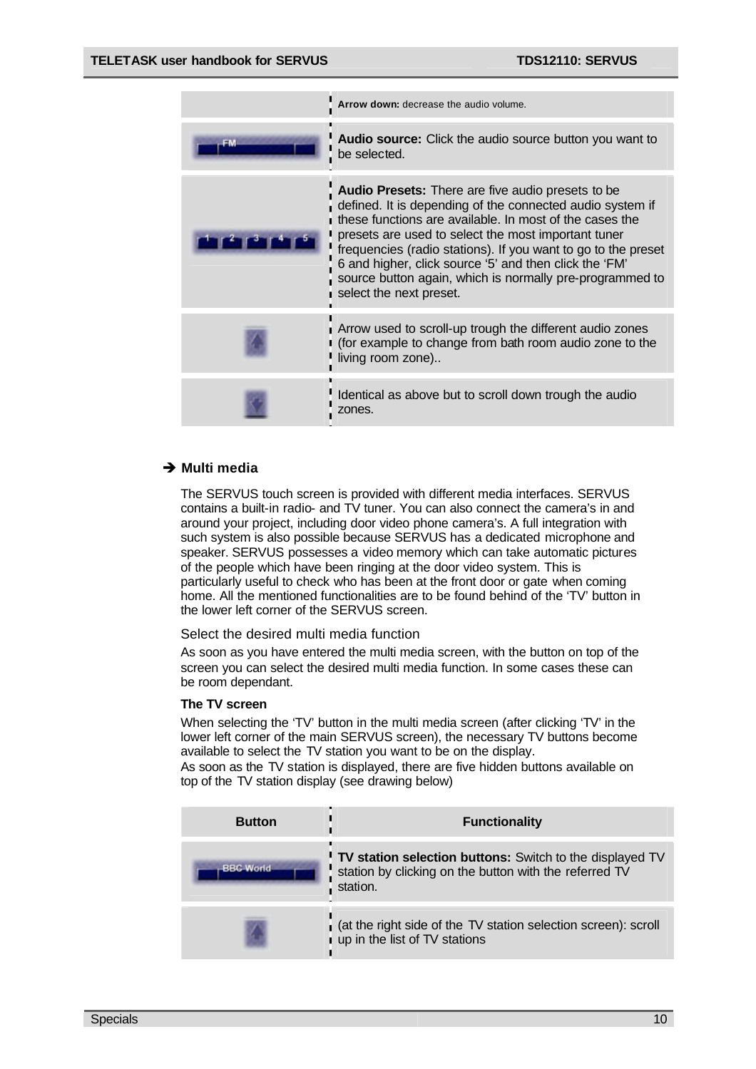| | |
|---|---|
| | **Arrow down:** decrease the audio volume. |
| FM | **Audio source:** Click the audio source button you want to be selected. |
| 1 2 3 4 5 | **Audio Presets:** There are five audio presets to be defined. It is depending of the connected audio system if these functions are available. In most of the cases the presets are used to select the most important tuner frequencies (radio stations). If you want to go to the preset 6 and higher, click source '5' and then click the 'FM' source button again, which is normally pre-programmed to select the next preset. |
| | Arrow used to scroll-up trough the different audio zones (for example to change from bath room audio zone to the living room zone).. |
| | Identical as above but to scroll down trough the audio zones. |

### ➔ Multi media

The SERVUS touch screen is provided with different media interfaces. SERVUS contains a built-in radio- and TV tuner. You can also connect the camera's in and around your project, including door video phone camera's. A full integration with such system is also possible because SERVUS has a dedicated microphone and speaker. SERVUS possesses a video memory which can take automatic pictures of the people which have been ringing at the door video system. This is particularly useful to check who has been at the front door or gate when coming home. All the mentioned functionalities are to be found behind of the 'TV' button in the lower left corner of the SERVUS screen.

Select the desired multi media function

As soon as you have entered the multi media screen, with the button on top of the screen you can select the desired multi media function. In some cases these can be room dependant.

**The TV screen**

When selecting the 'TV' button in the multi media screen (after clicking 'TV' in the lower left corner of the main SERVUS screen), the necessary TV buttons become available to select the TV station you want to be on the display.
As soon as the TV station is displayed, there are five hidden buttons available on top of the TV station display (see drawing below)

| Button | Functionality |
|---|---|
| BBC World | **TV station selection buttons:** Switch to the displayed TV station by clicking on the button with the referred TV station. |
| | (at the right side of the TV station selection screen): scroll up in the list of TV stations |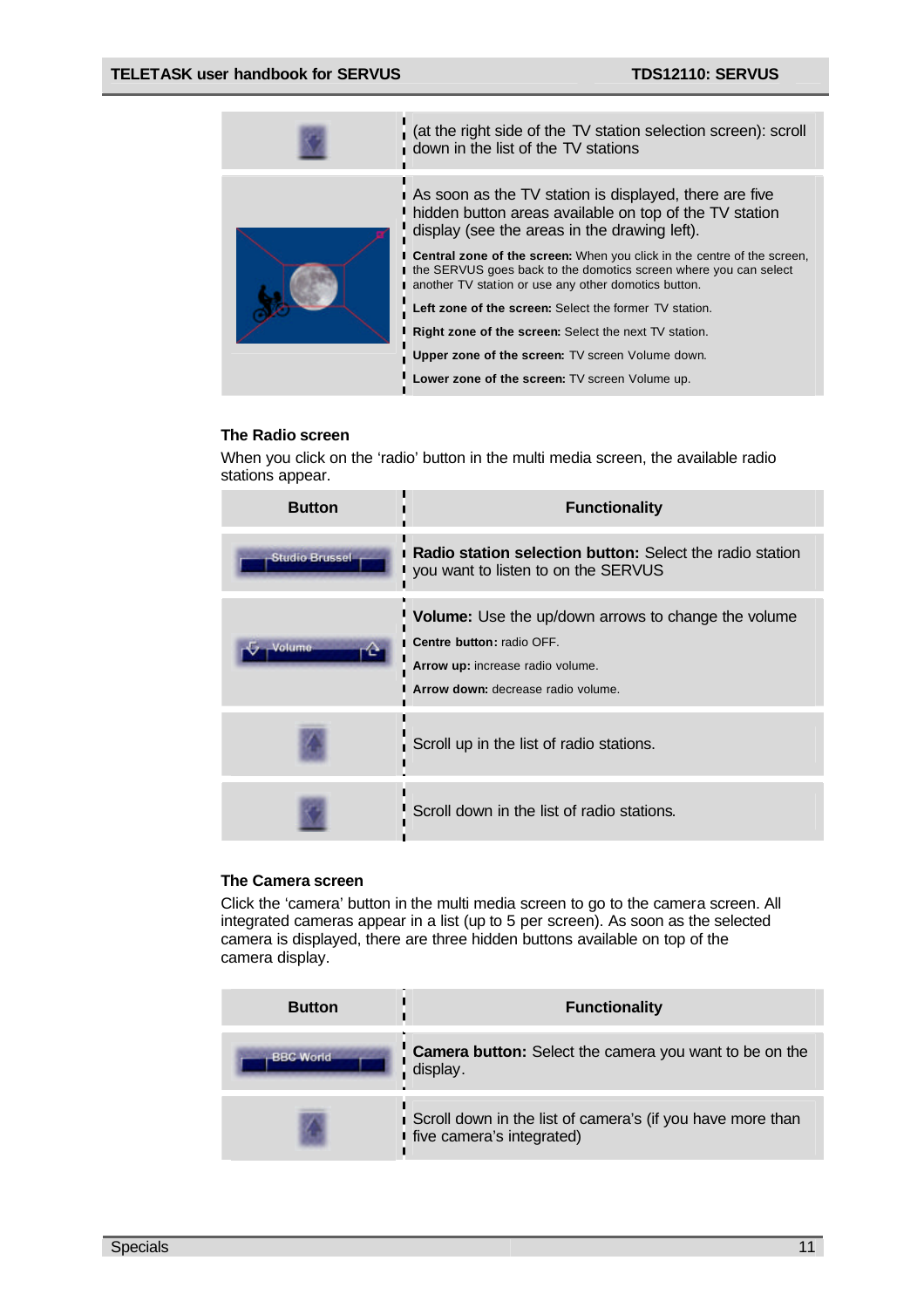| | |
|---|---|
| | (at the right side of the TV station selection screen): scroll down in the list of the TV stations |
| | As soon as the TV station is displayed, there are five hidden button areas available on top of the TV station display (see the areas in the drawing left).<br>**Central zone of the screen:** When you click in the centre of the screen, the SERVUS goes back to the domotics screen where you can select another TV station or use any other domotics button.<br>**Left zone of the screen:** Select the former TV station.<br>**Right zone of the screen:** Select the next TV station.<br>**Upper zone of the screen:** TV screen Volume down.<br>**Lower zone of the screen:** TV screen Volume up. |

### The Radio screen

When you click on the 'radio' button in the multi media screen, the available radio stations appear.

| Button | Functionality |
|---|---|
| Studio Brussel | **Radio station selection button:** Select the radio station you want to listen to on the SERVUS |
| Volume | **Volume:** Use the up/down arrows to change the volume<br>**Centre button:** radio OFF.<br>**Arrow up:** increase radio volume.<br>**Arrow down:** decrease radio volume. |
| | Scroll up in the list of radio stations. |
| | Scroll down in the list of radio stations. |

### The Camera screen

Click the 'camera' button in the multi media screen to go to the camera screen. All integrated cameras appear in a list (up to 5 per screen). As soon as the selected camera is displayed, there are three hidden buttons available on top of the camera display.

| Button | Functionality |
|---|---|
| BBC World | **Camera button:** Select the camera you want to be on the display. |
| | Scroll down in the list of camera's (if you have more than five camera's integrated) |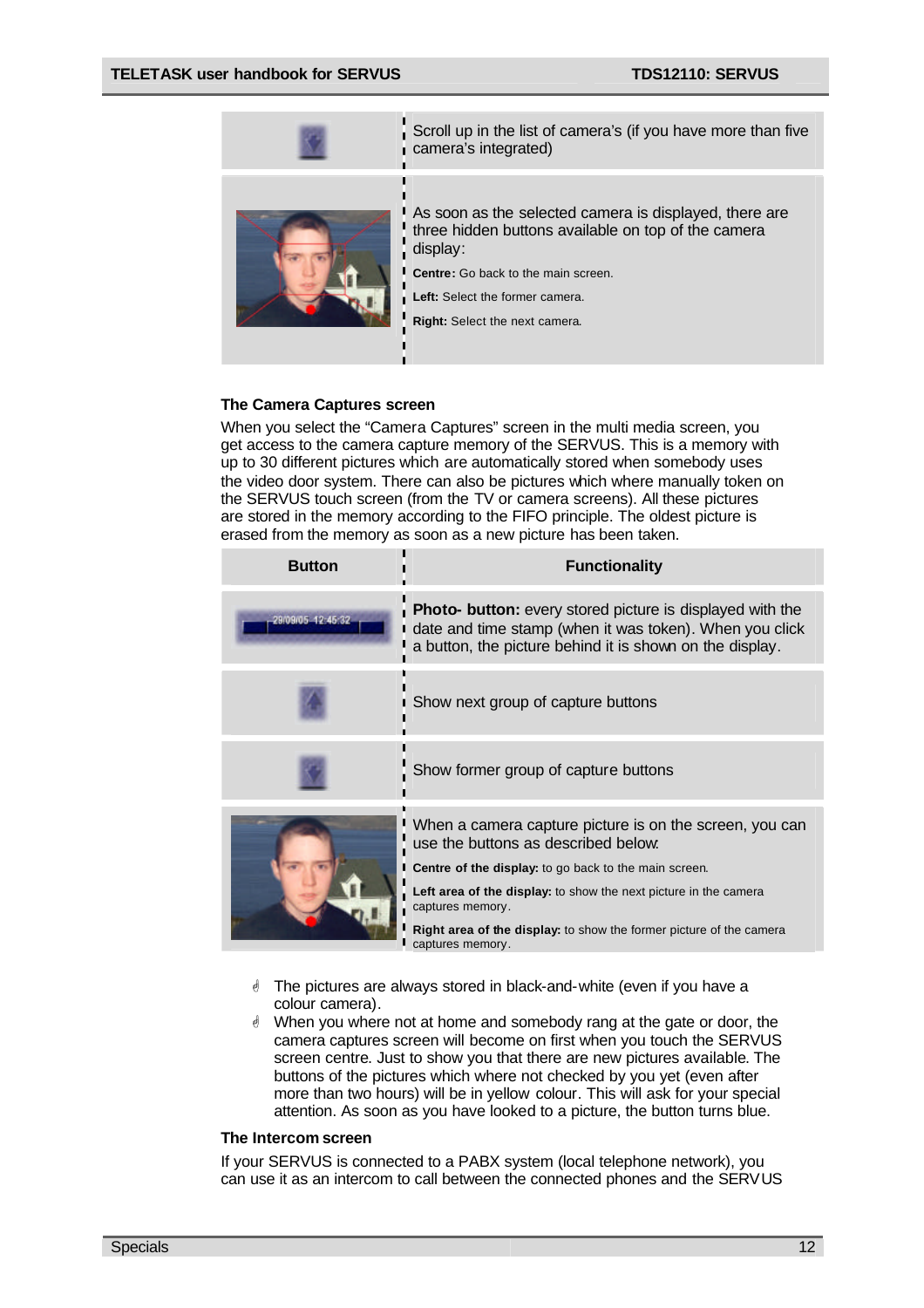| | |
|---|---|
| | Scroll up in the list of camera's (if you have more than five camera's integrated) |
| | As soon as the selected camera is displayed, there are three hidden buttons available on top of the camera display:<br>**Centre:** Go back to the main screen.<br>**Left:** Select the former camera.<br>**Right:** Select the next camera. |

### The Camera Captures screen

When you select the "Camera Captures" screen in the multi media screen, you get access to the camera capture memory of the SERVUS. This is a memory with up to 30 different pictures which are automatically stored when somebody uses the video door system. There can also be pictures which where manually token on the SERVUS touch screen (from the TV or camera screens). All these pictures are stored in the memory according to the FIFO principle. The oldest picture is erased from the memory as soon as a new picture has been taken.

| Button | Functionality |
|---|---|
| 29/09/05 12:45:32 | **Photo- button:** every stored picture is displayed with the date and time stamp (when it was token). When you click a button, the picture behind it is shown on the display. |
| | Show next group of capture buttons |
| | Show former group of capture buttons |
| | When a camera capture picture is on the screen, you can use the buttons as described below:<br>**Centre of the display:** to go back to the main screen.<br>**Left area of the display:** to show the next picture in the camera captures memory.<br>**Right area of the display:** to show the former picture of the camera captures memory. |

- The pictures are always stored in black-and-white (even if you have a colour camera).
- When you where not at home and somebody rang at the gate or door, the camera captures screen will become on first when you touch the SERVUS screen centre. Just to show you that there are new pictures available. The buttons of the pictures which where not checked by you yet (even after more than two hours) will be in yellow colour. This will ask for your special attention. As soon as you have looked to a picture, the button turns blue.

### The Intercom screen

If your SERVUS is connected to a PABX system (local telephone network), you can use it as an intercom to call between the connected phones and the SERVUS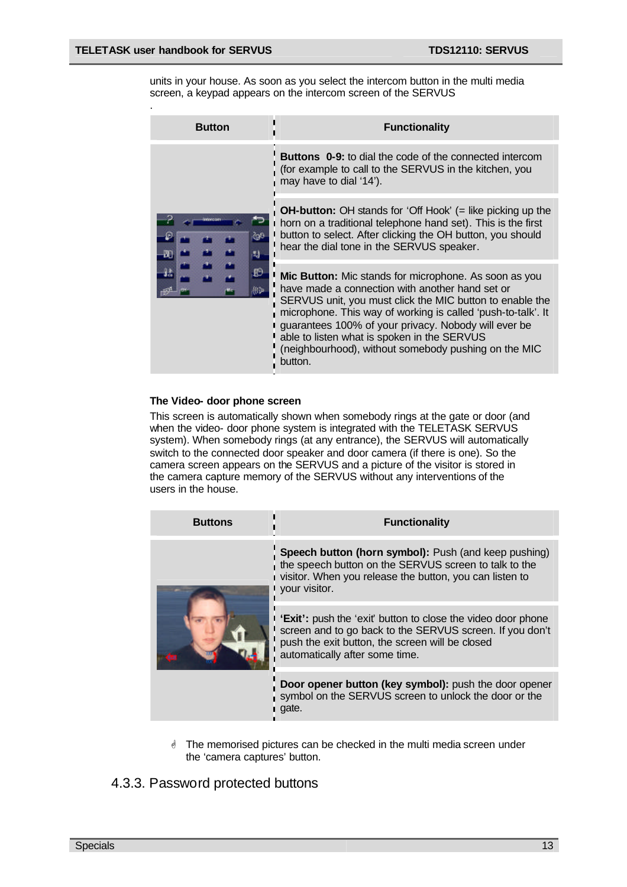units in your house. As soon as you select the intercom button in the multi media screen, a keypad appears on the intercom screen of the SERVUS

.

| Button | Functionality |
|---|---|
| | **Buttons 0-9:** to dial the code of the connected intercom (for example to call to the SERVUS in the kitchen, you may have to dial '14'). |
| | **OH-button:** OH stands for 'Off Hook' (= like picking up the horn on a traditional telephone hand set). This is the first button to select. After clicking the OH button, you should hear the dial tone in the SERVUS speaker. |
| | **Mic Button:** Mic stands for microphone. As soon as you have made a connection with another hand set or SERVUS unit, you must click the MIC button to enable the microphone. This way of working is called 'push-to-talk'. It guarantees 100% of your privacy. Nobody will ever be able to listen what is spoken in the SERVUS (neighbourhood), without somebody pushing on the MIC button. |

**The Video- door phone screen**

This screen is automatically shown when somebody rings at the gate or door (and when the video- door phone system is integrated with the TELETASK SERVUS system). When somebody rings (at any entrance), the SERVUS will automatically switch to the connected door speaker and door camera (if there is one). So the camera screen appears on the SERVUS and a picture of the visitor is stored in the camera capture memory of the SERVUS without any interventions of the users in the house.

| Buttons | Functionality |
|---|---|
| | **Speech button (horn symbol):** Push (and keep pushing) the speech button on the SERVUS screen to talk to the visitor. When you release the button, you can listen to your visitor. |
| | **'Exit':** push the 'exit' button to close the video door phone screen and to go back to the SERVUS screen. If you don't push the exit button, the screen will be closed automatically after some time. |
| | **Door opener button (key symbol):** push the door opener symbol on the SERVUS screen to unlock the door or the gate. |

- The memorised pictures can be checked in the multi media screen under the 'camera captures' button.

## 4.3.3. Password protected buttons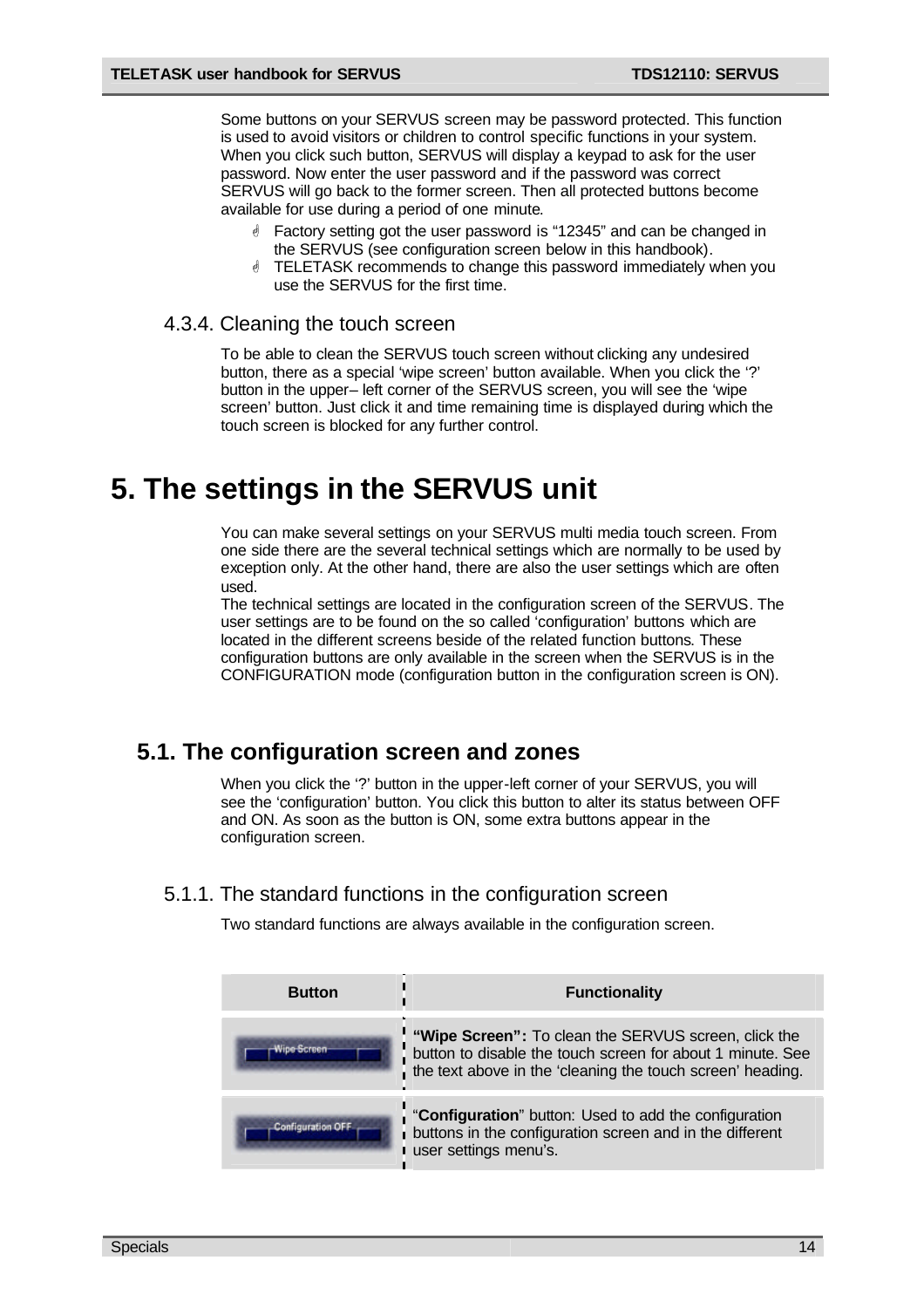Some buttons on your SERVUS screen may be password protected. This function is used to avoid visitors or children to control specific functions in your system. When you click such button, SERVUS will display a keypad to ask for the user password. Now enter the user password and if the password was correct SERVUS will go back to the former screen. Then all protected buttons become available for use during a period of one minute.

- Factory setting got the user password is "12345" and can be changed in the SERVUS (see configuration screen below in this handbook).
- TELETASK recommends to change this password immediately when you use the SERVUS for the first time.

### 4.3.4. Cleaning the touch screen

To be able to clean the SERVUS touch screen without clicking any undesired button, there as a special 'wipe screen' button available. When you click the '?' button in the upper– left corner of the SERVUS screen, you will see the 'wipe screen' button. Just click it and time remaining time is displayed during which the touch screen is blocked for any further control.

# 5. The settings in the SERVUS unit

You can make several settings on your SERVUS multi media touch screen. From one side there are the several technical settings which are normally to be used by exception only. At the other hand, there are also the user settings which are often used.
The technical settings are located in the configuration screen of the SERVUS. The user settings are to be found on the so called 'configuration' buttons which are located in the different screens beside of the related function buttons. These configuration buttons are only available in the screen when the SERVUS is in the CONFIGURATION mode (configuration button in the configuration screen is ON).

## 5.1. The configuration screen and zones

When you click the '?' button in the upper-left corner of your SERVUS, you will see the 'configuration' button. You click this button to alter its status between OFF and ON. As soon as the button is ON, some extra buttons appear in the configuration screen.

### 5.1.1. The standard functions in the configuration screen

Two standard functions are always available in the configuration screen.

| Button | Functionality |
|---|---|
| Wipe Screen | **"Wipe Screen":** To clean the SERVUS screen, click the button to disable the touch screen for about 1 minute. See the text above in the 'cleaning the touch screen' heading. |
| Configuration OFF | "**Configuration**" button: Used to add the configuration buttons in the configuration screen and in the different user settings menu's. |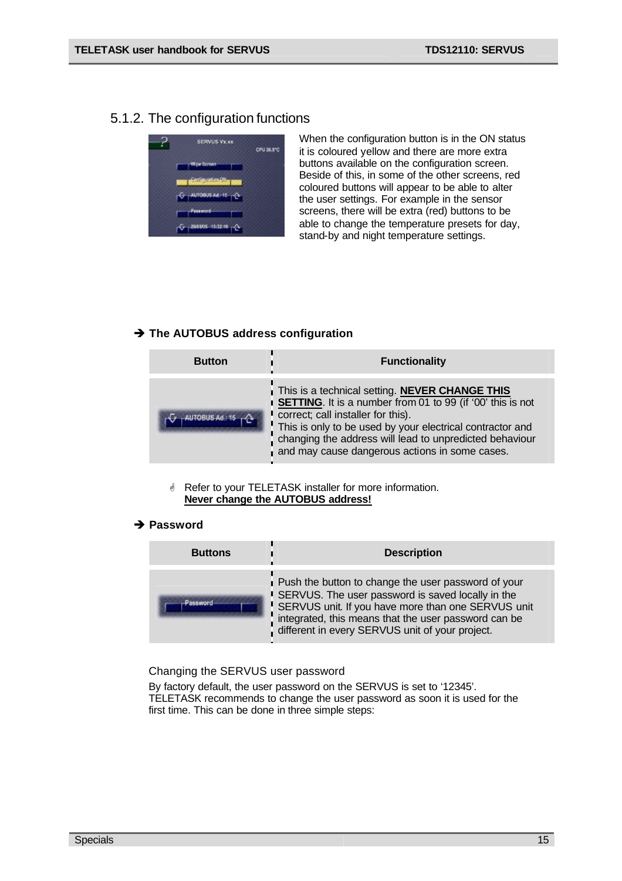## 5.1.2. The configuration functions

When the configuration button is in the ON status it is coloured yellow and there are more extra buttons available on the configuration screen. Beside of this, in some of the other screens, red coloured buttons will appear to be able to alter the user settings. For example in the sensor screens, there will be extra (red) buttons to be able to change the temperature presets for day, stand-by and night temperature settings.

### ➔ The AUTOBUS address configuration

| Button | Functionality |
| --- | --- |
| AUTOBUS Ad.: 15 | This is a technical setting. **NEVER CHANGE THIS SETTING**. It is a number from 01 to 99 (if '00' this is not correct; call installer for this).<br>This is only to be used by your electrical contractor and changing the address will lead to unpredicted behaviour and may cause dangerous actions in some cases. |

☝ Refer to your TELETASK installer for more information.
**Never change the AUTOBUS address!**

### ➔ Password

| Buttons | Description |
| --- | --- |
| Password | Push the button to change the user password of your SERVUS. The user password is saved locally in the SERVUS unit. If you have more than one SERVUS unit integrated, this means that the user password can be different in every SERVUS unit of your project. |

Changing the SERVUS user password

By factory default, the user password on the SERVUS is set to '12345'.
TELETASK recommends to change the user password as soon it is used for the first time. This can be done in three simple steps: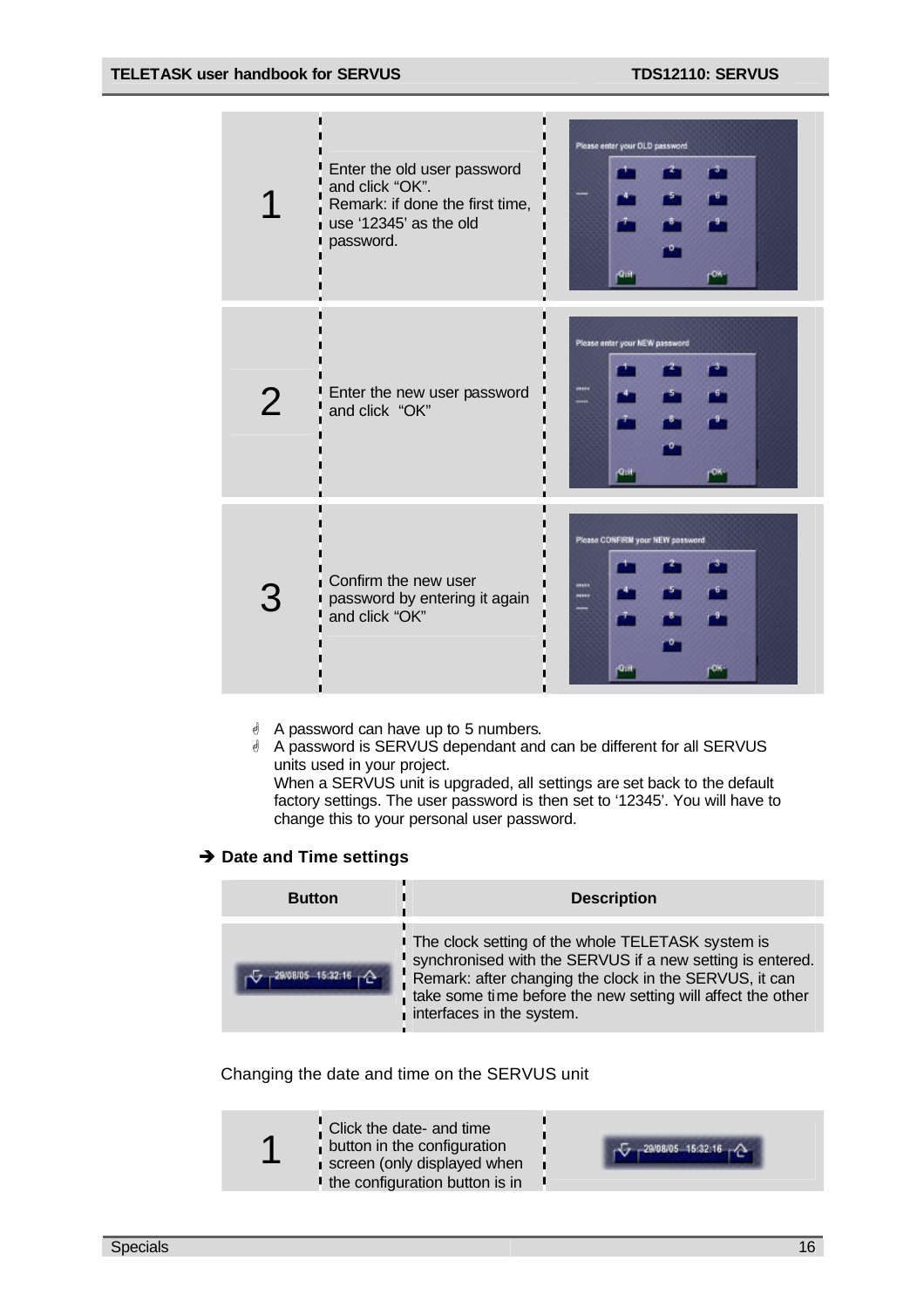| | | |
|---|---|---|
| 1 | Enter the old user password and click "OK". Remark: if done the first time, use '12345' as the old password. | |
| 2 | Enter the new user password and click "OK" | |
| 3 | Confirm the new user password by entering it again and click "OK" | |

- A password can have up to 5 numbers.
- A password is SERVUS dependant and can be different for all SERVUS units used in your project.
  When a SERVUS unit is upgraded, all settings are set back to the default factory settings. The user password is then set to '12345'. You will have to change this to your personal user password.

### ➔ Date and Time settings

| Button | Description |
|---|---|
| 29/08/05 15:32:16 | The clock setting of the whole TELETASK system is synchronised with the SERVUS if a new setting is entered. Remark: after changing the clock in the SERVUS, it can take some time before the new setting will affect the other interfaces in the system. |

Changing the date and time on the SERVUS unit

| | | |
|---|---|---|
| 1 | Click the date- and time button in the configuration screen (only displayed when the configuration button is in | 29/08/05 15:32:16 |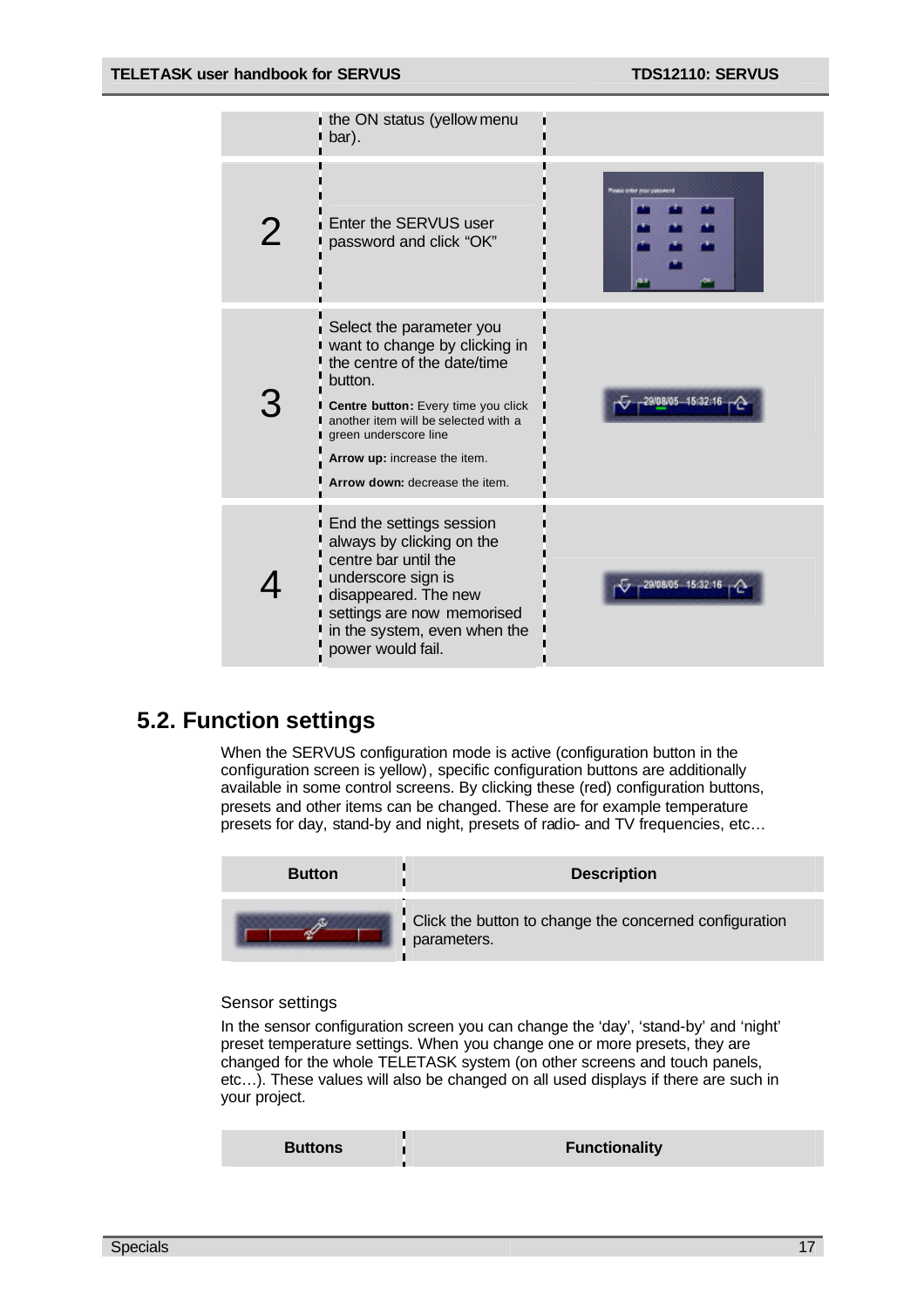| | | |
|---|---|---|
| | the ON status (yellow menu bar). | |
| 2 | Enter the SERVUS user password and click “OK” | |
| 3 | Select the parameter you want to change by clicking in the centre of the date/time button.<br><br>**Centre button:** Every time you click another item will be selected with a green underscore line<br><br>**Arrow up:** increase the item.<br><br>**Arrow down:** decrease the item. | |
| 4 | End the settings session always by clicking on the centre bar until the underscore sign is disappeared. The new settings are now memorised in the system, even when the power would fail. | |

## 5.2. Function settings

When the SERVUS configuration mode is active (configuration button in the configuration screen is yellow), specific configuration buttons are additionally available in some control screens. By clicking these (red) configuration buttons, presets and other items can be changed. These are for example temperature presets for day, stand-by and night, presets of radio- and TV frequencies, etc…

| Button | Description |
|---|---|
| | Click the button to change the concerned configuration parameters. |

Sensor settings

In the sensor configuration screen you can change the ‘day’, ‘stand-by’ and ‘night’ preset temperature settings. When you change one or more presets, they are changed for the whole TELETASK system (on other screens and touch panels, etc…). These values will also be changed on all used displays if there are such in your project.

| Buttons | Functionality |
|---|---|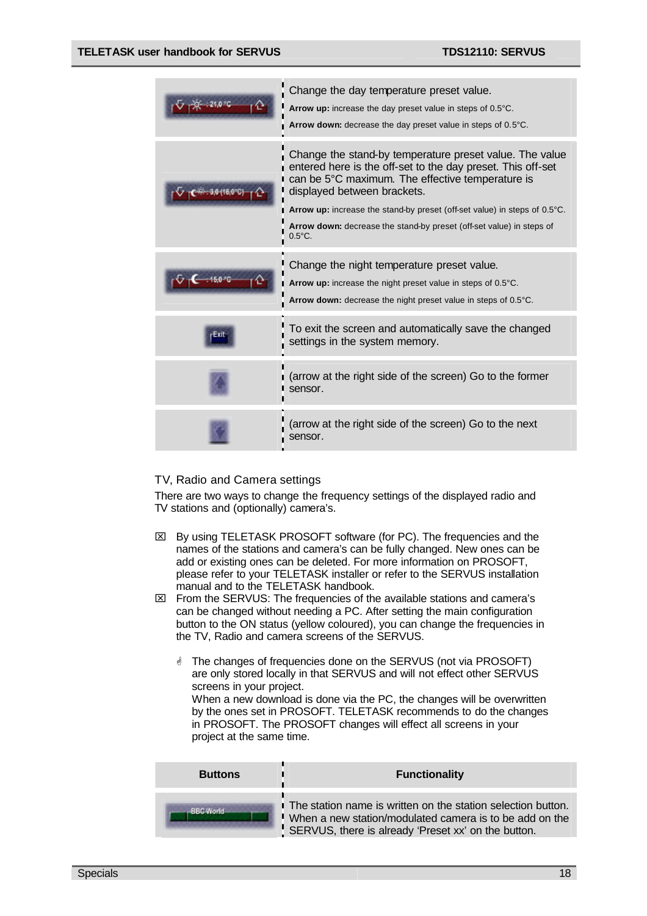| | |
|---|---|
| 21,0 °C | Change the day temperature preset value.<br>**Arrow up:** increase the day preset value in steps of 0.5°C.<br>**Arrow down:** decrease the day preset value in steps of 0.5°C. |
| - 3,0 (18,0°C) | Change the stand-by temperature preset value. The value entered here is the off-set to the day preset. This off-set can be 5°C maximum. The effective temperature is displayed between brackets.<br>**Arrow up:** increase the stand-by preset (off-set value) in steps of 0.5°C.<br>**Arrow down:** decrease the stand-by preset (off-set value) in steps of 0.5°C. |
| 15,0 °C | Change the night temperature preset value.<br>**Arrow up:** increase the night preset value in steps of 0.5°C.<br>**Arrow down:** decrease the night preset value in steps of 0.5°C. |
| Exit | To exit the screen and automatically save the changed settings in the system memory. |
| | (arrow at the right side of the screen) Go to the former sensor. |
| | (arrow at the right side of the screen) Go to the next sensor. |

### TV, Radio and Camera settings

There are two ways to change the frequency settings of the displayed radio and TV stations and (optionally) camera's.

- By using TELETASK PROSOFT software (for PC). The frequencies and the names of the stations and camera's can be fully changed. New ones can be add or existing ones can be deleted. For more information on PROSOFT, please refer to your TELETASK installer or refer to the SERVUS installation manual and to the TELETASK handbook.
- From the SERVUS: The frequencies of the available stations and camera's can be changed without needing a PC. After setting the main configuration button to the ON status (yellow coloured), you can change the frequencies in the TV, Radio and camera screens of the SERVUS.

  - The changes of frequencies done on the SERVUS (not via PROSOFT) are only stored locally in that SERVUS and will not effect other SERVUS screens in your project.
    When a new download is done via the PC, the changes will be overwritten by the ones set in PROSOFT. TELETASK recommends to do the changes in PROSOFT. The PROSOFT changes will effect all screens in your project at the same time.

| Buttons | Functionality |
|---|---|
| BBC World | The station name is written on the station selection button. When a new station/modulated camera is to be add on the SERVUS, there is already 'Preset xx' on the button. |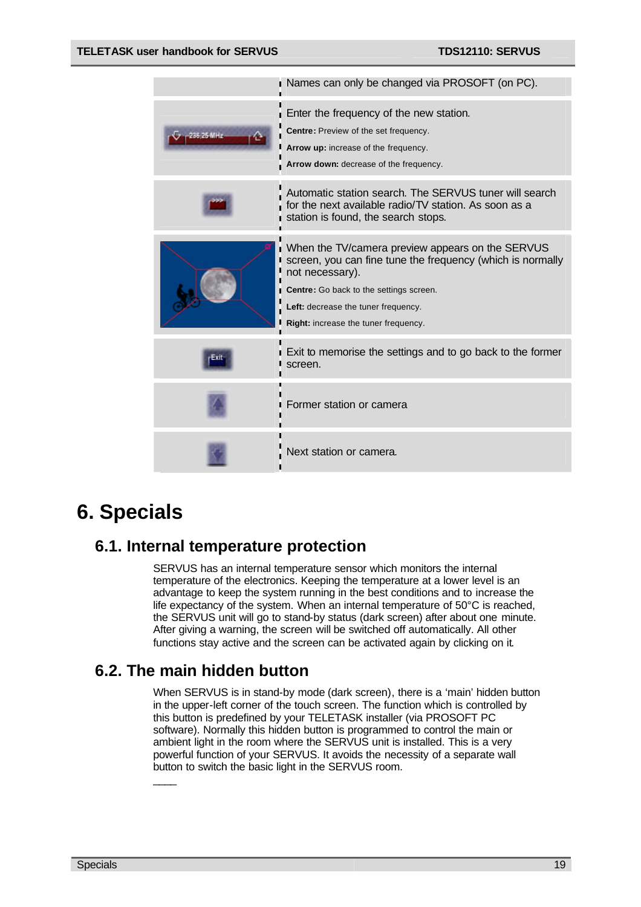| | |
|---|---|
| | Names can only be changed via PROSOFT (on PC). |
| | Enter the frequency of the new station.<br>**Centre:** Preview of the set frequency.<br>**Arrow up:** increase of the frequency.<br>**Arrow down:** decrease of the frequency. |
| | Automatic station search. The SERVUS tuner will search for the next available radio/TV station. As soon as a station is found, the search stops. |
| | When the TV/camera preview appears on the SERVUS screen, you can fine tune the frequency (which is normally not necessary).<br>**Centre:** Go back to the settings screen.<br>**Left:** decrease the tuner frequency.<br>**Right:** increase the tuner frequency. |
| | Exit to memorise the settings and to go back to the former screen. |
| | Former station or camera |
| | Next station or camera. |

# 6. Specials

## 6.1. Internal temperature protection

SERVUS has an internal temperature sensor which monitors the internal temperature of the electronics. Keeping the temperature at a lower level is an advantage to keep the system running in the best conditions and to increase the life expectancy of the system. When an internal temperature of 50°C is reached, the SERVUS unit will go to stand-by status (dark screen) after about one minute. After giving a warning, the screen will be switched off automatically. All other functions stay active and the screen can be activated again by clicking on it.

## 6.2. The main hidden button

When SERVUS is in stand-by mode (dark screen), there is a 'main' hidden button in the upper-left corner of the touch screen. The function which is controlled by this button is predefined by your TELETASK installer (via PROSOFT PC software). Normally this hidden button is programmed to control the main or ambient light in the room where the SERVUS unit is installed. This is a very powerful function of your SERVUS. It avoids the necessity of a separate wall button to switch the basic light in the SERVUS room.